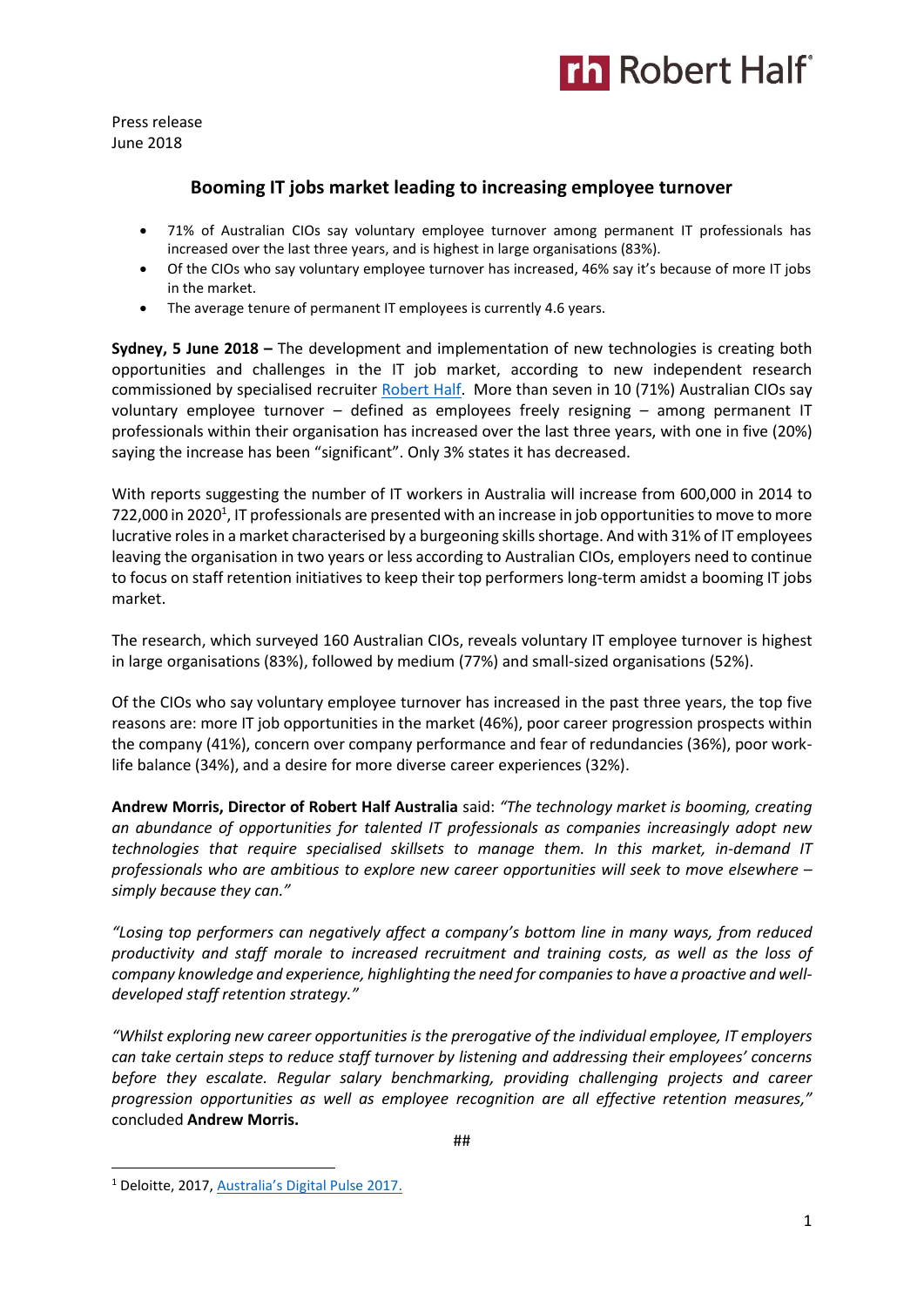Press release
June 2018

## Booming IT jobs market leading to increasing employee turnover

- 71% of Australian CIOs say voluntary employee turnover among permanent IT professionals has increased over the last three years, and is highest in large organisations (83%).
- Of the CIOs who say voluntary employee turnover has increased, 46% say it's because of more IT jobs in the market.
- The average tenure of permanent IT employees is currently 4.6 years.

**Sydney, 5 June 2018 –** The development and implementation of new technologies is creating both opportunities and challenges in the IT job market, according to new independent research commissioned by specialised recruiter Robert Half. More than seven in 10 (71%) Australian CIOs say voluntary employee turnover – defined as employees freely resigning – among permanent IT professionals within their organisation has increased over the last three years, with one in five (20%) saying the increase has been "significant". Only 3% states it has decreased.

With reports suggesting the number of IT workers in Australia will increase from 600,000 in 2014 to 722,000 in 2020[1], IT professionals are presented with an increase in job opportunities to move to more lucrative roles in a market characterised by a burgeoning skills shortage. And with 31% of IT employees leaving the organisation in two years or less according to Australian CIOs, employers need to continue to focus on staff retention initiatives to keep their top performers long-term amidst a booming IT jobs market.

The research, which surveyed 160 Australian CIOs, reveals voluntary IT employee turnover is highest in large organisations (83%), followed by medium (77%) and small-sized organisations (52%).

Of the CIOs who say voluntary employee turnover has increased in the past three years, the top five reasons are: more IT job opportunities in the market (46%), poor career progression prospects within the company (41%), concern over company performance and fear of redundancies (36%), poor work-life balance (34%), and a desire for more diverse career experiences (32%).

**Andrew Morris, Director of Robert Half Australia** said: *"The technology market is booming, creating an abundance of opportunities for talented IT professionals as companies increasingly adopt new technologies that require specialised skillsets to manage them. In this market, in-demand IT professionals who are ambitious to explore new career opportunities will seek to move elsewhere – simply because they can."*

*"Losing top performers can negatively affect a company's bottom line in many ways, from reduced productivity and staff morale to increased recruitment and training costs, as well as the loss of company knowledge and experience, highlighting the need for companies to have a proactive and well-developed staff retention strategy."*

*"Whilst exploring new career opportunities is the prerogative of the individual employee, IT employers can take certain steps to reduce staff turnover by listening and addressing their employees' concerns before they escalate. Regular salary benchmarking, providing challenging projects and career progression opportunities as well as employee recognition are all effective retention measures,"* concluded **Andrew Morris.**

##

[1] Deloitte, 2017, Australia's Digital Pulse 2017.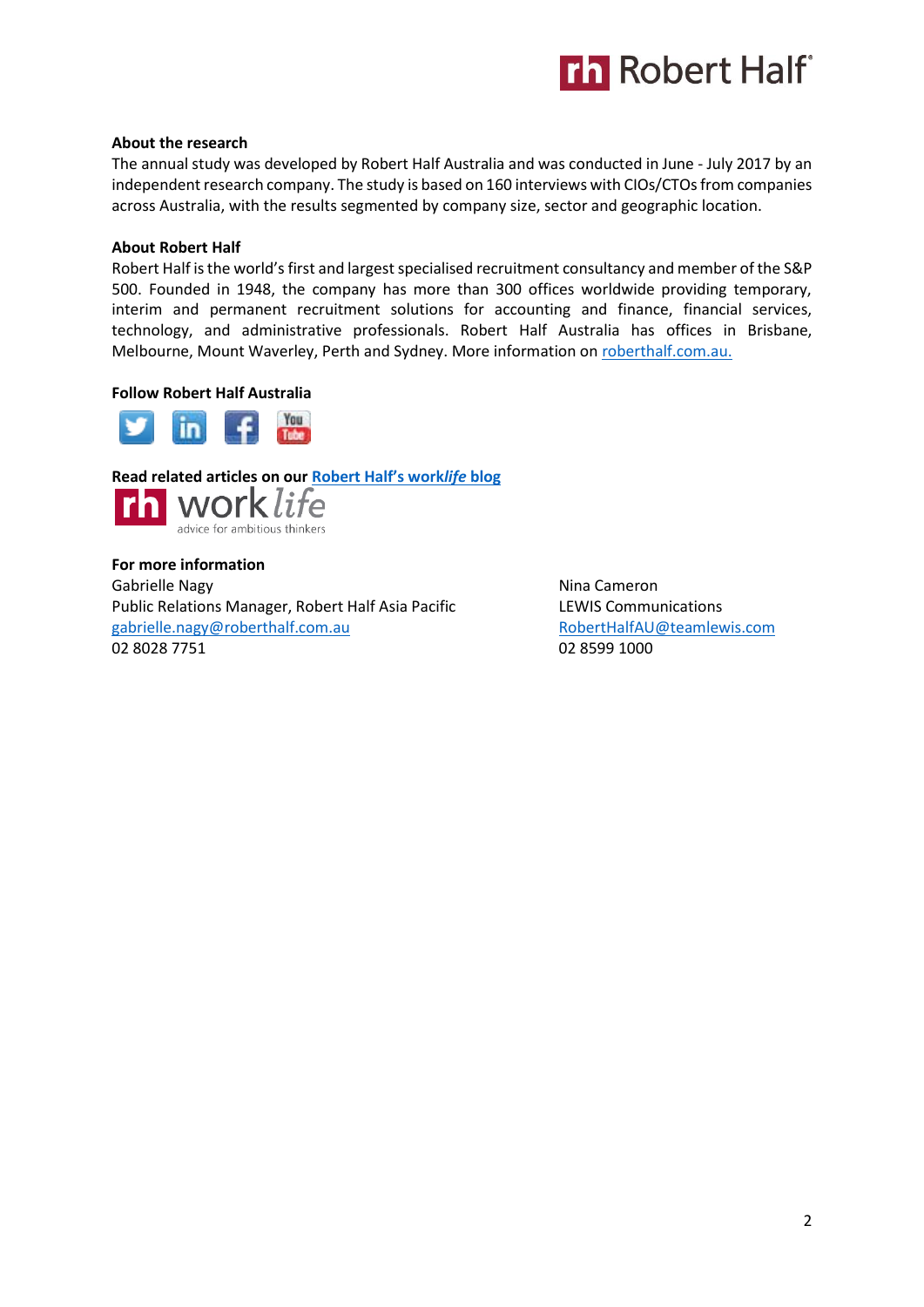**About the research**

The annual study was developed by Robert Half Australia and was conducted in June - July 2017 by an independent research company. The study is based on 160 interviews with CIOs/CTOs from companies across Australia, with the results segmented by company size, sector and geographic location.

**About Robert Half**

Robert Half is the world's first and largest specialised recruitment consultancy and member of the S&P 500. Founded in 1948, the company has more than 300 offices worldwide providing temporary, interim and permanent recruitment solutions for accounting and finance, financial services, technology, and administrative professionals. Robert Half Australia has offices in Brisbane, Melbourne, Mount Waverley, Perth and Sydney. More information on roberthalf.com.au.

**Follow Robert Half Australia**

**Read related articles on our Robert Half's work*life* blog**

**For more information**

Gabrielle Nagy
Public Relations Manager, Robert Half Asia Pacific
gabrielle.nagy@roberthalf.com.au
02 8028 7751

Nina Cameron
LEWIS Communications
RobertHalfAU@teamlewis.com
02 8599 1000